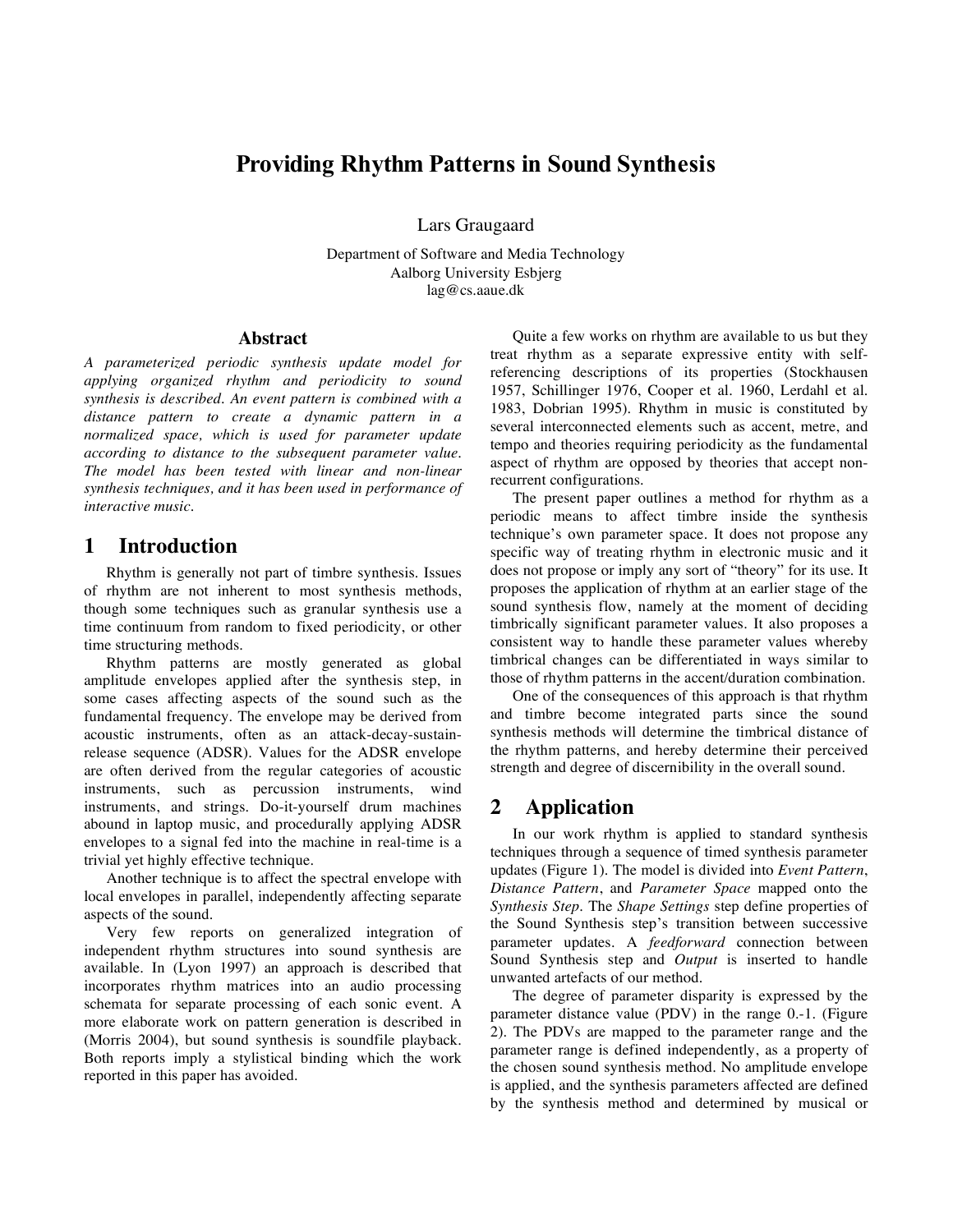# Providing Rhythm Patterns in Sound Synthesis

Lars Graugaard

Department of Software and Media Technology
Aalborg University Esbjerg
lag@cs.aaue.dk

## Abstract

*A parameterized periodic synthesis update model for applying organized rhythm and periodicity to sound synthesis is described. An event pattern is combined with a distance pattern to create a dynamic pattern in a normalized space, which is used for parameter update according to distance to the subsequent parameter value. The model has been tested with linear and non-linear synthesis techniques, and it has been used in performance of interactive music.*

## 1 Introduction

Rhythm is generally not part of timbre synthesis. Issues of rhythm are not inherent to most synthesis methods, though some techniques such as granular synthesis use a time continuum from random to fixed periodicity, or other time structuring methods.

Rhythm patterns are mostly generated as global amplitude envelopes applied after the synthesis step, in some cases affecting aspects of the sound such as the fundamental frequency. The envelope may be derived from acoustic instruments, often as an attack-decay-sustain-release sequence (ADSR). Values for the ADSR envelope are often derived from the regular categories of acoustic instruments, such as percussion instruments, wind instruments, and strings. Do-it-yourself drum machines abound in laptop music, and procedurally applying ADSR envelopes to a signal fed into the machine in real-time is a trivial yet highly effective technique.

Another technique is to affect the spectral envelope with local envelopes in parallel, independently affecting separate aspects of the sound.

Very few reports on generalized integration of independent rhythm structures into sound synthesis are available. In (Lyon 1997) an approach is described that incorporates rhythm matrices into an audio processing schemata for separate processing of each sonic event. A more elaborate work on pattern generation is described in (Morris 2004), but sound synthesis is soundfile playback. Both reports imply a stylistical binding which the work reported in this paper has avoided.

Quite a few works on rhythm are available to us but they treat rhythm as a separate expressive entity with self-referencing descriptions of its properties (Stockhausen 1957, Schillinger 1976, Cooper et al. 1960, Lerdahl et al. 1983, Dobrian 1995). Rhythm in music is constituted by several interconnected elements such as accent, metre, and tempo and theories requiring periodicity as the fundamental aspect of rhythm are opposed by theories that accept non-recurrent configurations.

The present paper outlines a method for rhythm as a periodic means to affect timbre inside the synthesis technique's own parameter space. It does not propose any specific way of treating rhythm in electronic music and it does not propose or imply any sort of "theory" for its use. It proposes the application of rhythm at an earlier stage of the sound synthesis flow, namely at the moment of deciding timbrically significant parameter values. It also proposes a consistent way to handle these parameter values whereby timbrical changes can be differentiated in ways similar to those of rhythm patterns in the accent/duration combination.

One of the consequences of this approach is that rhythm and timbre become integrated parts since the sound synthesis methods will determine the timbrical distance of the rhythm patterns, and hereby determine their perceived strength and degree of discernibility in the overall sound.

## 2 Application

In our work rhythm is applied to standard synthesis techniques through a sequence of timed synthesis parameter updates (Figure 1). The model is divided into *Event Pattern*, *Distance Pattern*, and *Parameter Space* mapped onto the *Synthesis Step*. The *Shape Settings* step define properties of the Sound Synthesis step's transition between successive parameter updates. A *feedforward* connection between Sound Synthesis step and *Output* is inserted to handle unwanted artefacts of our method.

The degree of parameter disparity is expressed by the parameter distance value (PDV) in the range 0.-1. (Figure 2). The PDVs are mapped to the parameter range and the parameter range is defined independently, as a property of the chosen sound synthesis method. No amplitude envelope is applied, and the synthesis parameters affected are defined by the synthesis method and determined by musical or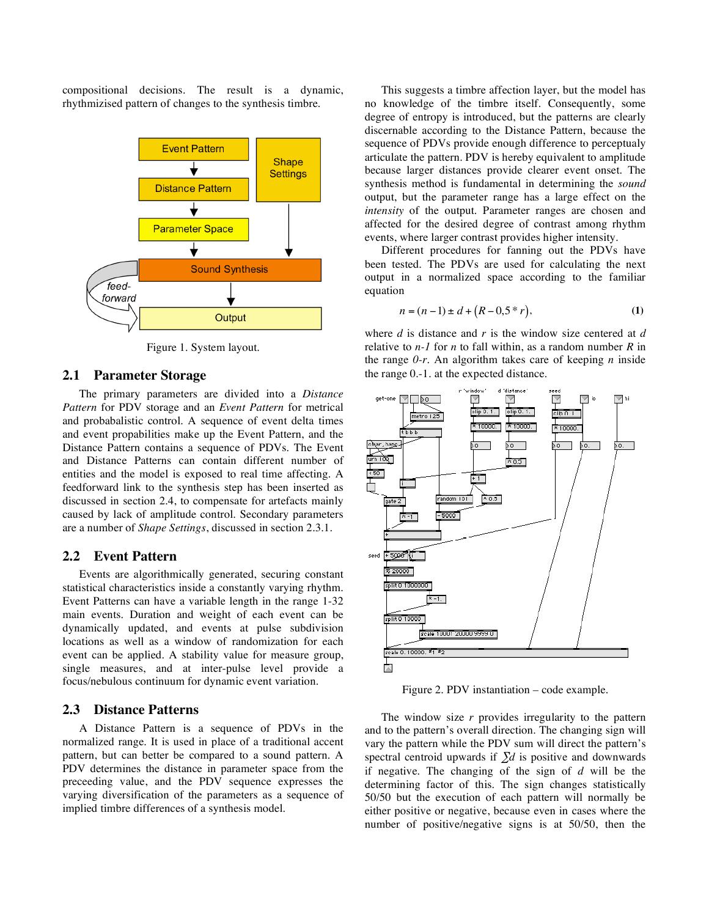compositional decisions. The result is a dynamic, rhythmizised pattern of changes to the synthesis timbre.

Figure 1. System layout.

## 2.1 Parameter Storage

The primary parameters are divided into a *Distance Pattern* for PDV storage and an *Event Pattern* for metrical and probabalistic control. A sequence of event delta times and event propabilities make up the Event Pattern, and the Distance Pattern contains a sequence of PDVs. The Event and Distance Patterns can contain different number of entities and the model is exposed to real time affecting. A feedforward link to the synthesis step has been inserted as discussed in section 2.4, to compensate for artefacts mainly caused by lack of amplitude control. Secondary parameters are a number of *Shape Settings*, discussed in section 2.3.1.

## 2.2 Event Pattern

Events are algorithmically generated, securing constant statistical characteristics inside a constantly varying rhythm. Event Patterns can have a variable length in the range 1-32 main events. Duration and weight of each event can be dynamically updated, and events at pulse subdivision locations as well as a window of randomization for each event can be applied. A stability value for measure group, single measures, and at inter-pulse level provide a focus/nebulous continuum for dynamic event variation.

## 2.3 Distance Patterns

A Distance Pattern is a sequence of PDVs in the normalized range. It is used in place of a traditional accent pattern, but can better be compared to a sound pattern. A PDV determines the distance in parameter space from the preceeding value, and the PDV sequence expresses the varying diversification of the parameters as a sequence of implied timbre differences of a synthesis model.

This suggests a timbre affection layer, but the model has no knowledge of the timbre itself. Consequently, some degree of entropy is introduced, but the patterns are clearly discernable according to the Distance Pattern, because the sequence of PDVs provide enough difference to perceptualy articulate the pattern. PDV is hereby equivalent to amplitude because larger distances provide clearer event onset. The synthesis method is fundamental in determining the *sound* output, but the parameter range has a large effect on the *intensity* of the output. Parameter ranges are chosen and affected for the desired degree of contrast among rhythm events, where larger contrast provides higher intensity.

Different procedures for fanning out the PDVs have been tested. The PDVs are used for calculating the next output in a normalized space according to the familiar equation

$$n = (n-1) \pm d + \left(R - 0{,}5 * r\right), \tag{1}$$

where $d$ is distance and $r$ is the window size centered at $d$ relative to $n$-$1$ for $n$ to fall within, as a random number $R$ in the range $0$-$r$. An algorithm takes care of keeping $n$ inside the range 0.-1. at the expected distance.

Figure 2. PDV instantiation – code example.

The window size $r$ provides irregularity to the pattern and to the pattern's overall direction. The changing sign will vary the pattern while the PDV sum will direct the pattern's spectral centroid upwards if $\sum d$ is positive and downwards if negative. The changing of the sign of $d$ will be the determining factor of this. The sign changes statistically 50/50 but the execution of each pattern will normally be either positive or negative, because even in cases where the number of positive/negative signs is at 50/50, then the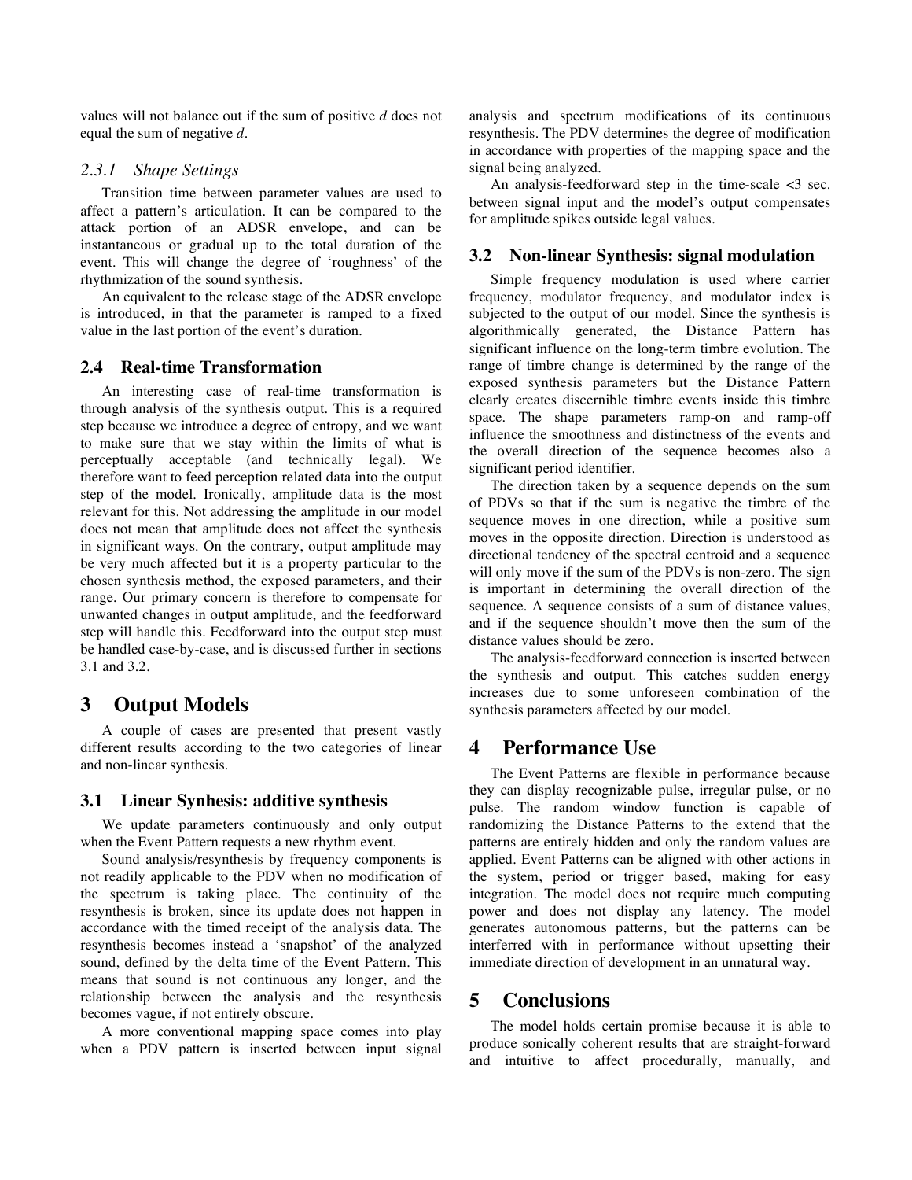values will not balance out if the sum of positive $d$ does not equal the sum of negative $d$.

#### 2.3.1 Shape Settings

Transition time between parameter values are used to affect a pattern's articulation. It can be compared to the attack portion of an ADSR envelope, and can be instantaneous or gradual up to the total duration of the event. This will change the degree of 'roughness' of the rhythmization of the sound synthesis.

An equivalent to the release stage of the ADSR envelope is introduced, in that the parameter is ramped to a fixed value in the last portion of the event's duration.

### 2.4 Real-time Transformation

An interesting case of real-time transformation is through analysis of the synthesis output. This is a required step because we introduce a degree of entropy, and we want to make sure that we stay within the limits of what is perceptually acceptable (and technically legal). We therefore want to feed perception related data into the output step of the model. Ironically, amplitude data is the most relevant for this. Not addressing the amplitude in our model does not mean that amplitude does not affect the synthesis in significant ways. On the contrary, output amplitude may be very much affected but it is a property particular to the chosen synthesis method, the exposed parameters, and their range. Our primary concern is therefore to compensate for unwanted changes in output amplitude, and the feedforward step will handle this. Feedforward into the output step must be handled case-by-case, and is discussed further in sections 3.1 and 3.2.

## 3 Output Models

A couple of cases are presented that present vastly different results according to the two categories of linear and non-linear synthesis.

### 3.1 Linear Synhesis: additive synthesis

We update parameters continuously and only output when the Event Pattern requests a new rhythm event.

Sound analysis/resynthesis by frequency components is not readily applicable to the PDV when no modification of the spectrum is taking place. The continuity of the resynthesis is broken, since its update does not happen in accordance with the timed receipt of the analysis data. The resynthesis becomes instead a 'snapshot' of the analyzed sound, defined by the delta time of the Event Pattern. This means that sound is not continuous any longer, and the relationship between the analysis and the resynthesis becomes vague, if not entirely obscure.

A more conventional mapping space comes into play when a PDV pattern is inserted between input signal analysis and spectrum modifications of its continuous resynthesis. The PDV determines the degree of modification in accordance with properties of the mapping space and the signal being analyzed.

An analysis-feedforward step in the time-scale <3 sec. between signal input and the model's output compensates for amplitude spikes outside legal values.

### 3.2 Non-linear Synthesis: signal modulation

Simple frequency modulation is used where carrier frequency, modulator frequency, and modulator index is subjected to the output of our model. Since the synthesis is algorithmically generated, the Distance Pattern has significant influence on the long-term timbre evolution. The range of timbre change is determined by the range of the exposed synthesis parameters but the Distance Pattern clearly creates discernible timbre events inside this timbre space. The shape parameters ramp-on and ramp-off influence the smoothness and distinctness of the events and the overall direction of the sequence becomes also a significant period identifier.

The direction taken by a sequence depends on the sum of PDVs so that if the sum is negative the timbre of the sequence moves in one direction, while a positive sum moves in the opposite direction. Direction is understood as directional tendency of the spectral centroid and a sequence will only move if the sum of the PDVs is non-zero. The sign is important in determining the overall direction of the sequence. A sequence consists of a sum of distance values, and if the sequence shouldn't move then the sum of the distance values should be zero.

The analysis-feedforward connection is inserted between the synthesis and output. This catches sudden energy increases due to some unforeseen combination of the synthesis parameters affected by our model.

## 4 Performance Use

The Event Patterns are flexible in performance because they can display recognizable pulse, irregular pulse, or no pulse. The random window function is capable of randomizing the Distance Patterns to the extend that the patterns are entirely hidden and only the random values are applied. Event Patterns can be aligned with other actions in the system, period or trigger based, making for easy integration. The model does not require much computing power and does not display any latency. The model generates autonomous patterns, but the patterns can be interferred with in performance without upsetting their immediate direction of development in an unnatural way.

## 5 Conclusions

The model holds certain promise because it is able to produce sonically coherent results that are straight-forward and intuitive to affect procedurally, manually, and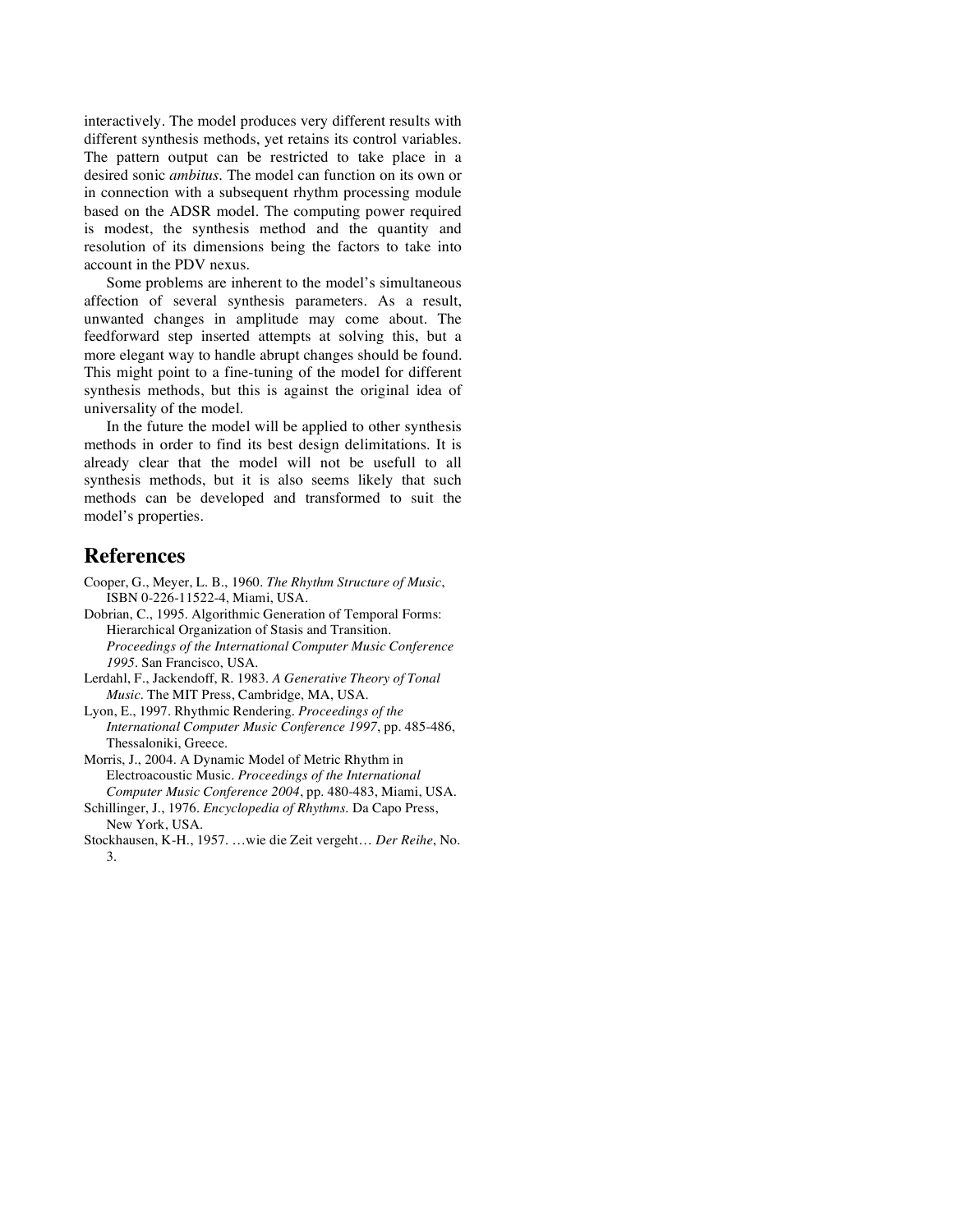interactively. The model produces very different results with different synthesis methods, yet retains its control variables. The pattern output can be restricted to take place in a desired sonic *ambitus*. The model can function on its own or in connection with a subsequent rhythm processing module based on the ADSR model. The computing power required is modest, the synthesis method and the quantity and resolution of its dimensions being the factors to take into account in the PDV nexus.

Some problems are inherent to the model's simultaneous affection of several synthesis parameters. As a result, unwanted changes in amplitude may come about. The feedforward step inserted attempts at solving this, but a more elegant way to handle abrupt changes should be found. This might point to a fine-tuning of the model for different synthesis methods, but this is against the original idea of universality of the model.

In the future the model will be applied to other synthesis methods in order to find its best design delimitations. It is already clear that the model will not be usefull to all synthesis methods, but it is also seems likely that such methods can be developed and transformed to suit the model's properties.

## References

Cooper, G., Meyer, L. B., 1960. *The Rhythm Structure of Music*, ISBN 0-226-11522-4, Miami, USA.

Dobrian, C., 1995. Algorithmic Generation of Temporal Forms: Hierarchical Organization of Stasis and Transition. *Proceedings of the International Computer Music Conference 1995*. San Francisco, USA.

Lerdahl, F., Jackendoff, R. 1983. *A Generative Theory of Tonal Music*. The MIT Press, Cambridge, MA, USA.

Lyon, E., 1997. Rhythmic Rendering. *Proceedings of the International Computer Music Conference 1997*, pp. 485-486, Thessaloniki, Greece.

Morris, J., 2004. A Dynamic Model of Metric Rhythm in Electroacoustic Music. *Proceedings of the International Computer Music Conference 2004*, pp. 480-483, Miami, USA.

Schillinger, J., 1976. *Encyclopedia of Rhythms*. Da Capo Press, New York, USA.

Stockhausen, K-H., 1957. …wie die Zeit vergeht… *Der Reihe*, No. 3.